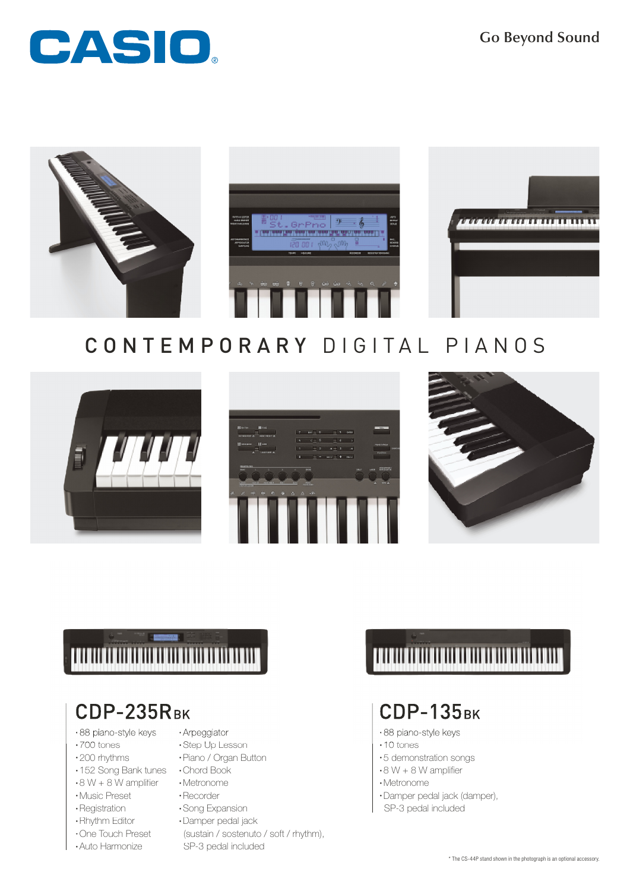CASIO®

Go Beyond Sound

# CONTEMPORARY DIGITAL PIANOS

## CDP-235R BK

- 88 piano-style keys
- 700 tones
- 200 rhythms
- 152 Song Bank tunes
- 8 W + 8 W amplifier
- Music Preset
- Registration
- Rhythm Editor
- One Touch Preset
- Auto Harmonize
- Arpeggiator
- Step Up Lesson
- Piano / Organ Button
- Chord Book
- Metronome
- Recorder
- Song Expansion
- Damper pedal jack (sustain / sostenuto / soft / rhythm), SP-3 pedal included

## CDP-135 BK

- 88 piano-style keys
- 10 tones
- 5 demonstration songs
- 8 W + 8 W amplifier
- Metronome
- Damper pedal jack (damper), SP-3 pedal included

* The CS-44P stand shown in the photograph is an optional accessory.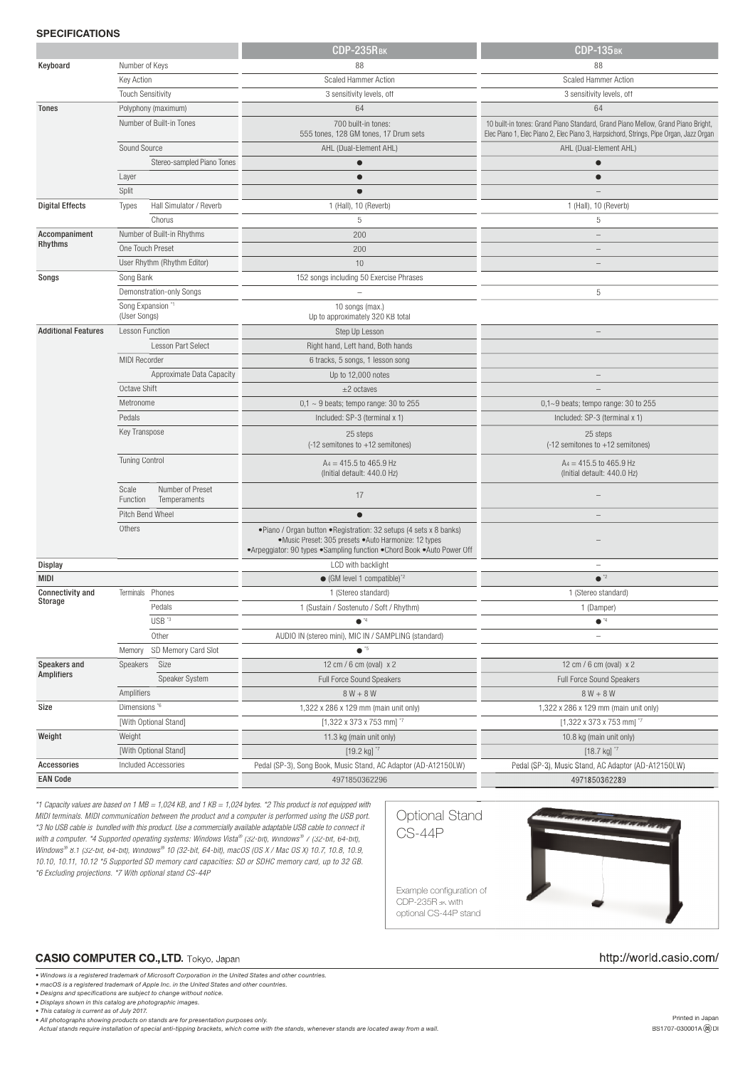## SPECIFICATIONS

| | | | CDP-235R BK | CDP-135 BK |
|---|---|---|---|---|
| Keyboard | Number of Keys | | 88 | 88 |
| | Key Action | | Scaled Hammer Action | Scaled Hammer Action |
| | Touch Sensitivity | | 3 sensitivity levels, off | 3 sensitivity levels, off |
| Tones | Polyphony (maximum) | | 64 | 64 |
| | Number of Built-in Tones | | 700 built-in tones: 555 tones, 128 GM tones, 17 Drum sets | 10 built-in tones: Grand Piano Standard, Grand Piano Mellow, Grand Piano Bright, Elec Piano 1, Elec Piano 2, Elec Piano 3, Harpsichord, Strings, Pipe Organ, Jazz Organ |
| | Sound Source | | AHL (Dual-Element AHL) | AHL (Dual-Element AHL) |
| | | Stereo-sampled Piano Tones | ● | ● |
| | Layer | | ● | ● |
| | Split | | ● | – |
| Digital Effects | Types | Hall Simulator / Reverb | 1 (Hall), 10 (Reverb) | 1 (Hall), 10 (Reverb) |
| | | Chorus | 5 | 5 |
| Accompaniment Rhythms | Number of Built-in Rhythms | | 200 | – |
| | One Touch Preset | | 200 | – |
| | User Rhythm (Rhythm Editor) | | 10 | – |
| Songs | Song Bank | | 152 songs including 50 Exercise Phrases | |
| | Demonstration-only Songs | | – | 5 |
| | Song Expansion *1 (User Songs) | | 10 songs (max.) Up to approximately 320 KB total | |
| Additional Features | Lesson Function | | Step Up Lesson | – |
| | | Lesson Part Select | Right hand, Left hand, Both hands | |
| | MIDI Recorder | | 6 tracks, 5 songs, 1 lesson song | |
| | | Approximate Data Capacity | Up to 12,000 notes | – |
| | Octave Shift | | ±2 octaves | – |
| | Metronome | | 0,1 ~ 9 beats; tempo range: 30 to 255 | 0,1~9 beats; tempo range: 30 to 255 |
| | Pedals | | Included: SP-3 (terminal x 1) | Included: SP-3 (terminal x 1) |
| | Key Transpose | | 25 steps (-12 semitones to +12 semitones) | 25 steps (-12 semitones to +12 semitones) |
| | Tuning Control | | $A_4$ = 415.5 to 465.9 Hz (Initial default: 440.0 Hz) | $A_4$ = 415.5 to 465.9 Hz (Initial default: 440.0 Hz) |
| | Scale Function | Number of Preset Temperaments | 17 | – |
| | Pitch Bend Wheel | | ● | – |
| | Others | | •Piano / Organ button •Registration: 32 setups (4 sets x 8 banks) •Music Preset: 305 presets •Auto Harmonize: 12 types •Arpeggiator: 90 types •Sampling function •Chord Book •Auto Power Off | – |
| Display | | | LCD with backlight | – |
| MIDI | | | ● (GM level 1 compatible)*2 | ● *2 |
| Connectivity and Storage | Terminals | Phones | 1 (Stereo standard) | 1 (Stereo standard) |
| | | Pedals | 1 (Sustain / Sostenuto / Soft / Rhythm) | 1 (Damper) |
| | | USB *3 | ● *4 | ● *4 |
| | | Other | AUDIO IN (stereo mini), MIC IN / SAMPLING (standard) | – |
| | Memory | SD Memory Card Slot | ● *5 | |
| Speakers and Amplifiers | Speakers | Size | 12 cm / 6 cm (oval) x 2 | 12 cm / 6 cm (oval) x 2 |
| | | Speaker System | Full Force Sound Speakers | Full Force Sound Speakers |
| | Amplifiers | | 8 W + 8 W | 8 W + 8 W |
| Size | Dimensions *6 | | 1,322 x 286 x 129 mm (main unit only) | 1,322 x 286 x 129 mm (main unit only) |
| | [With Optional Stand] | | [1,322 x 373 x 753 mm] *7 | [1,322 x 373 x 753 mm] *7 |
| Weight | Weight | | 11.3 kg (main unit only) | 10.8 kg (main unit only) |
| | [With Optional Stand] | | [19.2 kg] *7 | [18.7 kg] *7 |
| Accessories | Included Accessories | | Pedal (SP-3), Song Book, Music Stand, AC Adaptor (AD-A12150LW) | Pedal (SP-3), Music Stand, AC Adaptor (AD-A12150LW) |
| EAN Code | | | 4971850362296 | 4971850362289 |

*\*1 Capacity values are based on 1 MB = 1,024 KB, and 1 KB = 1,024 bytes. \*2 This product is not equipped with MIDI terminals. MIDI communication between the product and a computer is performed using the USB port. \*3 No USB cable is bundled with this product. Use a commercially available adaptable USB cable to connect it with a computer. \*4 Supported operating systems: Windows Vista® (32-bit), Windows® 7 (32-bit, 64-bit), Windows® 8.1 (32-bit, 64-bit), Windows® 10 (32-bit, 64-bit), macOS (OS X / Mac OS X) 10.7, 10.8, 10.9, 10.10, 10.11, 10.12 \*5 Supported SD memory card capacities: SD or SDHC memory card, up to 32 GB. \*6 Excluding projections. \*7 With optional stand CS-44P*

Optional Stand CS-44P

Example configuration of CDP-235R BK with optional CS-44P stand

**CASIO COMPUTER CO.,LTD.** Tokyo, Japan

http://world.casio.com/

- Windows is a registered trademark of Microsoft Corporation in the United States and other countries.
- macOS is a registered trademark of Apple Inc. in the United States and other countries.
- Designs and specifications are subject to change without notice.
- Displays shown in this catalog are photographic images.
- This catalog is current as of July 2017.
- All photographs showing products on stands are for presentation purposes only. Actual stands require installation of special anti-tipping brackets, which come with the stands, whenever stands are located away from a wall.

Printed in Japan
BS1707-030001A Ⓡ DI